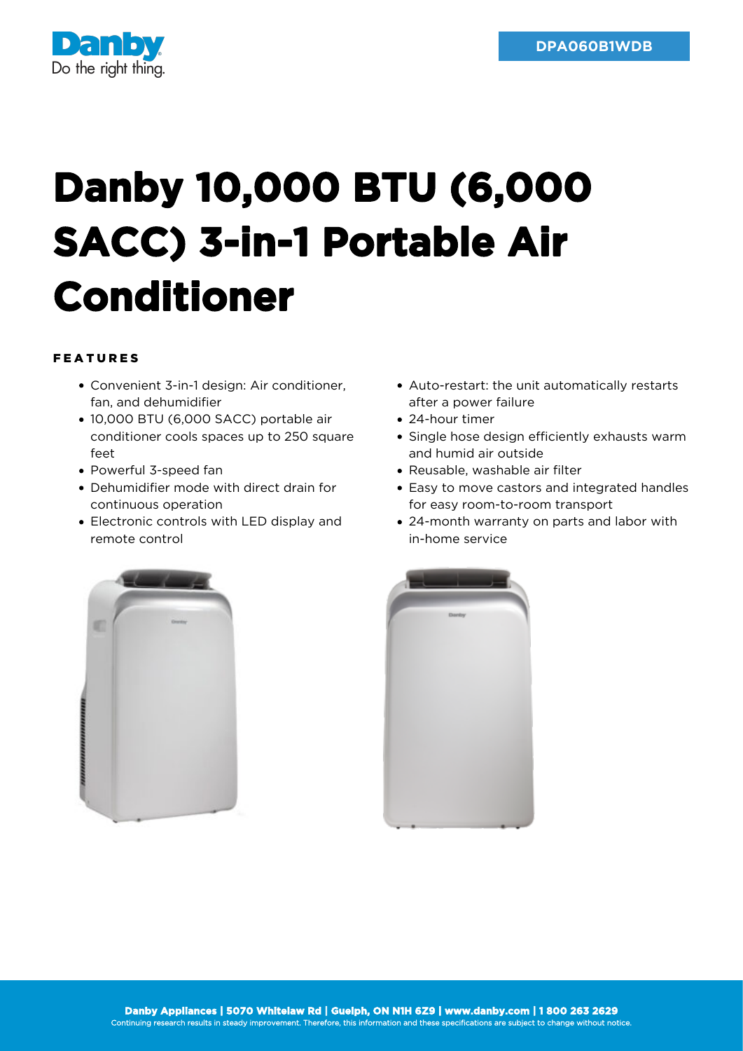Danby
Do the right thing.

DPA060B1WDB

# Danby 10,000 BTU (6,000 SACC) 3-in-1 Portable Air Conditioner

## FEATURES

- Convenient 3-in-1 design: Air conditioner, fan, and dehumidifier
- 10,000 BTU (6,000 SACC) portable air conditioner cools spaces up to 250 square feet
- Powerful 3-speed fan
- Dehumidifier mode with direct drain for continuous operation
- Electronic controls with LED display and remote control
- Auto-restart: the unit automatically restarts after a power failure
- 24-hour timer
- Single hose design efficiently exhausts warm and humid air outside
- Reusable, washable air filter
- Easy to move castors and integrated handles for easy room-to-room transport
- 24-month warranty on parts and labor with in-home service

**Danby Appliances | 5070 Whitelaw Rd | Guelph, ON N1H 6Z9 | www.danby.com | 1 800 263 2629**
Continuing research results in steady improvement. Therefore, this information and these specifications are subject to change without notice.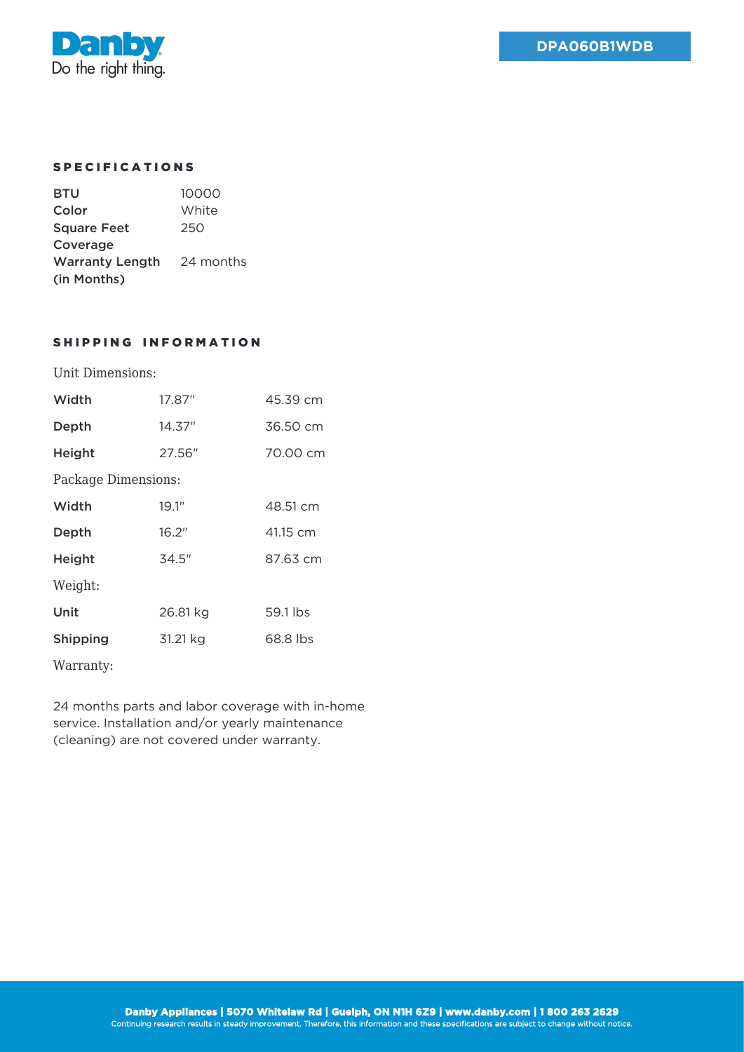## SPECIFICATIONS

| | |
|---|---|
| **BTU** | 10000 |
| **Color** | White |
| **Square Feet Coverage** | 250 |
| **Warranty Length (in Months)** | 24 months |

## SHIPPING INFORMATION

Unit Dimensions:

| | | |
|---|---|---|
| **Width** | 17.87" | 45.39 cm |
| **Depth** | 14.37" | 36.50 cm |
| **Height** | 27.56" | 70.00 cm |

Package Dimensions:

| | | |
|---|---|---|
| **Width** | 19.1" | 48.51 cm |
| **Depth** | 16.2" | 41.15 cm |
| **Height** | 34.5" | 87.63 cm |

Weight:

| | | |
|---|---|---|
| **Unit** | 26.81 kg | 59.1 lbs |
| **Shipping** | 31.21 kg | 68.8 lbs |

Warranty:

24 months parts and labor coverage with in-home service. Installation and/or yearly maintenance (cleaning) are not covered under warranty.